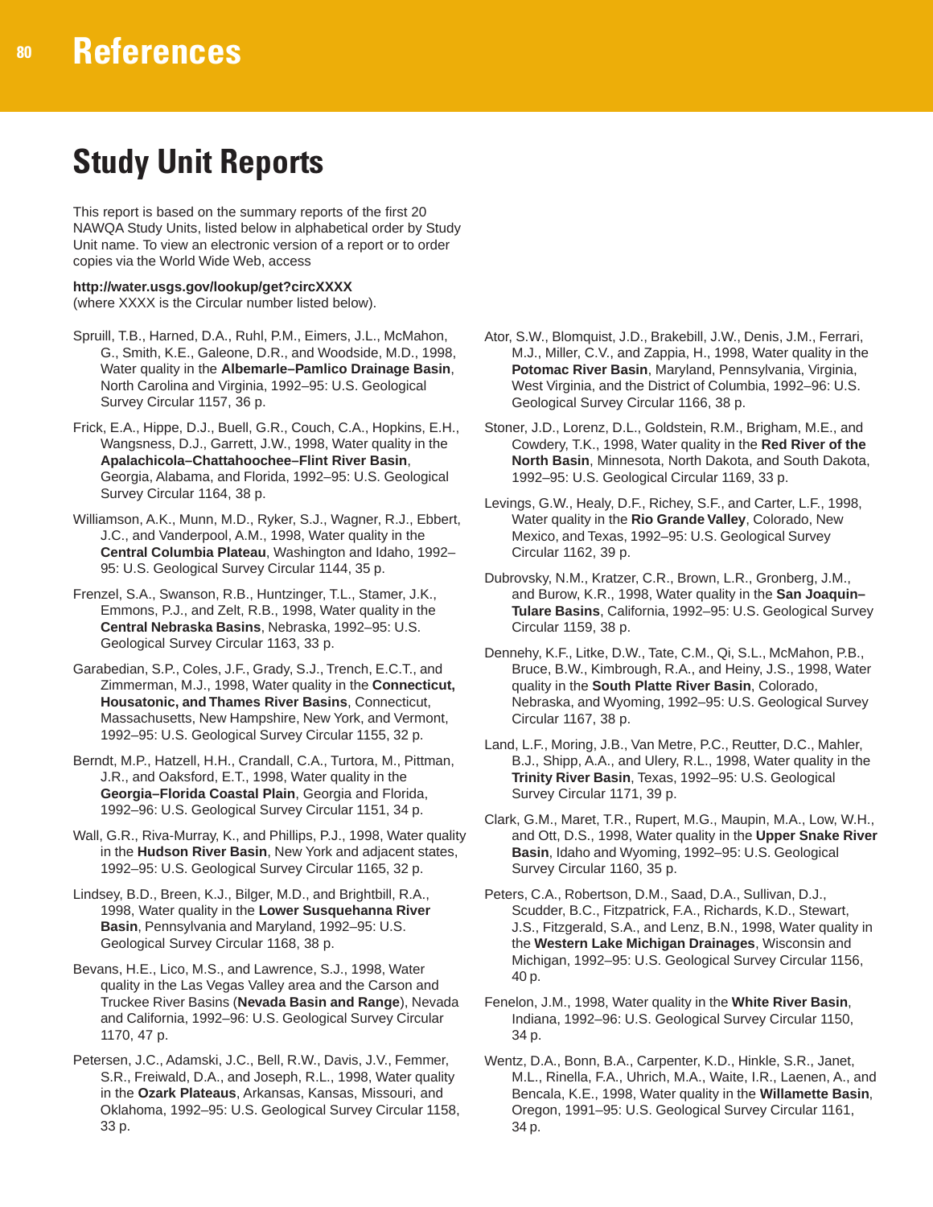# References

## Study Unit Reports

This report is based on the summary reports of the first 20 NAWQA Study Units, listed below in alphabetical order by Study Unit name. To view an electronic version of a report or to order copies via the World Wide Web, access

**http://water.usgs.gov/lookup/get?circXXXX**
(where XXXX is the Circular number listed below).

Spruill, T.B., Harned, D.A., Ruhl, P.M., Eimers, J.L., McMahon, G., Smith, K.E., Galeone, D.R., and Woodside, M.D., 1998, Water quality in the **Albemarle–Pamlico Drainage Basin**, North Carolina and Virginia, 1992–95: U.S. Geological Survey Circular 1157, 36 p.

Frick, E.A., Hippe, D.J., Buell, G.R., Couch, C.A., Hopkins, E.H., Wangsness, D.J., Garrett, J.W., 1998, Water quality in the **Apalachicola–Chattahoochee–Flint River Basin**, Georgia, Alabama, and Florida, 1992–95: U.S. Geological Survey Circular 1164, 38 p.

Williamson, A.K., Munn, M.D., Ryker, S.J., Wagner, R.J., Ebbert, J.C., and Vanderpool, A.M., 1998, Water quality in the **Central Columbia Plateau**, Washington and Idaho, 1992–95: U.S. Geological Survey Circular 1144, 35 p.

Frenzel, S.A., Swanson, R.B., Huntzinger, T.L., Stamer, J.K., Emmons, P.J., and Zelt, R.B., 1998, Water quality in the **Central Nebraska Basins**, Nebraska, 1992–95: U.S. Geological Survey Circular 1163, 33 p.

Garabedian, S.P., Coles, J.F., Grady, S.J., Trench, E.C.T., and Zimmerman, M.J., 1998, Water quality in the **Connecticut, Housatonic, and Thames River Basins**, Connecticut, Massachusetts, New Hampshire, New York, and Vermont, 1992–95: U.S. Geological Survey Circular 1155, 32 p.

Berndt, M.P., Hatzell, H.H., Crandall, C.A., Turtora, M., Pittman, J.R., and Oaksford, E.T., 1998, Water quality in the **Georgia–Florida Coastal Plain**, Georgia and Florida, 1992–96: U.S. Geological Survey Circular 1151, 34 p.

Wall, G.R., Riva-Murray, K., and Phillips, P.J., 1998, Water quality in the **Hudson River Basin**, New York and adjacent states, 1992–95: U.S. Geological Survey Circular 1165, 32 p.

Lindsey, B.D., Breen, K.J., Bilger, M.D., and Brightbill, R.A., 1998, Water quality in the **Lower Susquehanna River Basin**, Pennsylvania and Maryland, 1992–95: U.S. Geological Survey Circular 1168, 38 p.

Bevans, H.E., Lico, M.S., and Lawrence, S.J., 1998, Water quality in the Las Vegas Valley area and the Carson and Truckee River Basins (**Nevada Basin and Range**), Nevada and California, 1992–96: U.S. Geological Survey Circular 1170, 47 p.

Petersen, J.C., Adamski, J.C., Bell, R.W., Davis, J.V., Femmer, S.R., Freiwald, D.A., and Joseph, R.L., 1998, Water quality in the **Ozark Plateaus**, Arkansas, Kansas, Missouri, and Oklahoma, 1992–95: U.S. Geological Survey Circular 1158, 33 p.

Ator, S.W., Blomquist, J.D., Brakebill, J.W., Denis, J.M., Ferrari, M.J., Miller, C.V., and Zappia, H., 1998, Water quality in the **Potomac River Basin**, Maryland, Pennsylvania, Virginia, West Virginia, and the District of Columbia, 1992–96: U.S. Geological Survey Circular 1166, 38 p.

Stoner, J.D., Lorenz, D.L., Goldstein, R.M., Brigham, M.E., and Cowdery, T.K., 1998, Water quality in the **Red River of the North Basin**, Minnesota, North Dakota, and South Dakota, 1992–95: U.S. Geological Circular 1169, 33 p.

Levings, G.W., Healy, D.F., Richey, S.F., and Carter, L.F., 1998, Water quality in the **Rio Grande Valley**, Colorado, New Mexico, and Texas, 1992–95: U.S. Geological Survey Circular 1162, 39 p.

Dubrovsky, N.M., Kratzer, C.R., Brown, L.R., Gronberg, J.M., and Burow, K.R., 1998, Water quality in the **San Joaquin–Tulare Basins**, California, 1992–95: U.S. Geological Survey Circular 1159, 38 p.

Dennehy, K.F., Litke, D.W., Tate, C.M., Qi, S.L., McMahon, P.B., Bruce, B.W., Kimbrough, R.A., and Heiny, J.S., 1998, Water quality in the **South Platte River Basin**, Colorado, Nebraska, and Wyoming, 1992–95: U.S. Geological Survey Circular 1167, 38 p.

Land, L.F., Moring, J.B., Van Metre, P.C., Reutter, D.C., Mahler, B.J., Shipp, A.A., and Ulery, R.L., 1998, Water quality in the **Trinity River Basin**, Texas, 1992–95: U.S. Geological Survey Circular 1171, 39 p.

Clark, G.M., Maret, T.R., Rupert, M.G., Maupin, M.A., Low, W.H., and Ott, D.S., 1998, Water quality in the **Upper Snake River Basin**, Idaho and Wyoming, 1992–95: U.S. Geological Survey Circular 1160, 35 p.

Peters, C.A., Robertson, D.M., Saad, D.A., Sullivan, D.J., Scudder, B.C., Fitzpatrick, F.A., Richards, K.D., Stewart, J.S., Fitzgerald, S.A., and Lenz, B.N., 1998, Water quality in the **Western Lake Michigan Drainages**, Wisconsin and Michigan, 1992–95: U.S. Geological Survey Circular 1156, 40 p.

Fenelon, J.M., 1998, Water quality in the **White River Basin**, Indiana, 1992–96: U.S. Geological Survey Circular 1150, 34 p.

Wentz, D.A., Bonn, B.A., Carpenter, K.D., Hinkle, S.R., Janet, M.L., Rinella, F.A., Uhrich, M.A., Waite, I.R., Laenen, A., and Bencala, K.E., 1998, Water quality in the **Willamette Basin**, Oregon, 1991–95: U.S. Geological Survey Circular 1161, 34 p.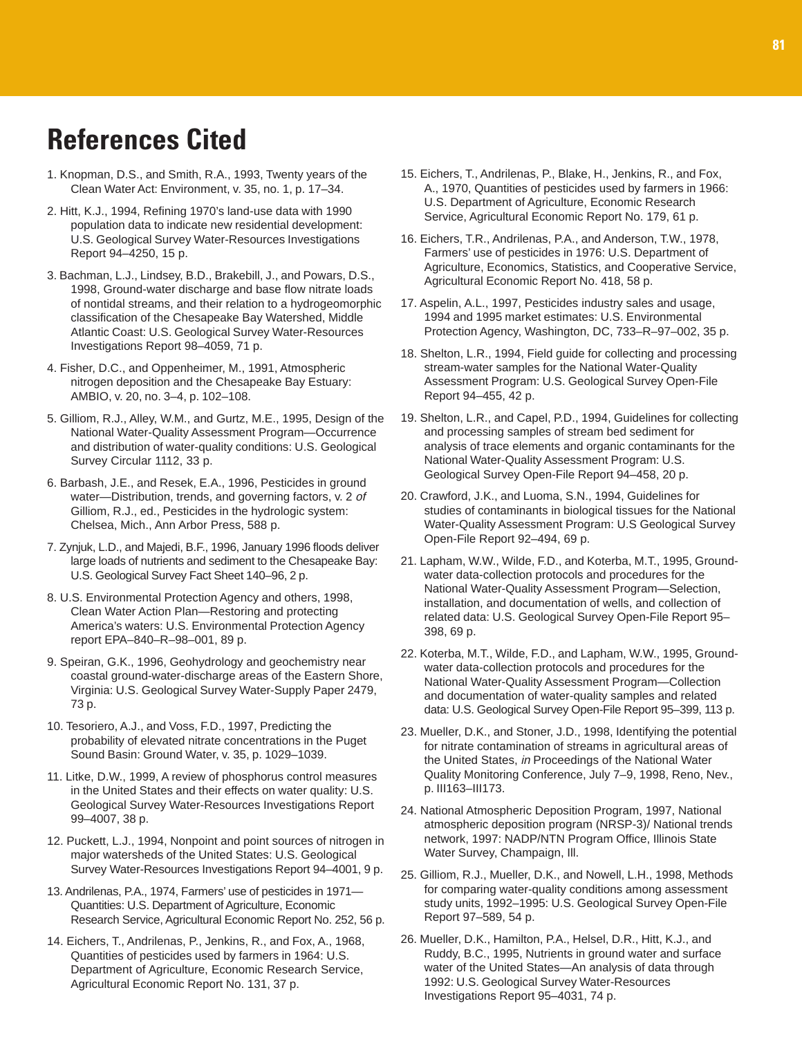# References Cited

1. Knopman, D.S., and Smith, R.A., 1993, Twenty years of the Clean Water Act: Environment, v. 35, no. 1, p. 17–34.

2. Hitt, K.J., 1994, Refining 1970's land-use data with 1990 population data to indicate new residential development: U.S. Geological Survey Water-Resources Investigations Report 94–4250, 15 p.

3. Bachman, L.J., Lindsey, B.D., Brakebill, J., and Powars, D.S., 1998, Ground-water discharge and base flow nitrate loads of nontidal streams, and their relation to a hydrogeomorphic classification of the Chesapeake Bay Watershed, Middle Atlantic Coast: U.S. Geological Survey Water-Resources Investigations Report 98–4059, 71 p.

4. Fisher, D.C., and Oppenheimer, M., 1991, Atmospheric nitrogen deposition and the Chesapeake Bay Estuary: AMBIO, v. 20, no. 3–4, p. 102–108.

5. Gilliom, R.J., Alley, W.M., and Gurtz, M.E., 1995, Design of the National Water-Quality Assessment Program—Occurrence and distribution of water-quality conditions: U.S. Geological Survey Circular 1112, 33 p.

6. Barbash, J.E., and Resek, E.A., 1996, Pesticides in ground water—Distribution, trends, and governing factors, v. 2 *of* Gilliom, R.J., ed., Pesticides in the hydrologic system: Chelsea, Mich., Ann Arbor Press, 588 p.

7. Zynjuk, L.D., and Majedi, B.F., 1996, January 1996 floods deliver large loads of nutrients and sediment to the Chesapeake Bay: U.S. Geological Survey Fact Sheet 140–96, 2 p.

8. U.S. Environmental Protection Agency and others, 1998, Clean Water Action Plan—Restoring and protecting America's waters: U.S. Environmental Protection Agency report EPA–840–R–98–001, 89 p.

9. Speiran, G.K., 1996, Geohydrology and geochemistry near coastal ground-water-discharge areas of the Eastern Shore, Virginia: U.S. Geological Survey Water-Supply Paper 2479, 73 p.

10. Tesoriero, A.J., and Voss, F.D., 1997, Predicting the probability of elevated nitrate concentrations in the Puget Sound Basin: Ground Water, v. 35, p. 1029–1039.

11. Litke, D.W., 1999, A review of phosphorus control measures in the United States and their effects on water quality: U.S. Geological Survey Water-Resources Investigations Report 99–4007, 38 p.

12. Puckett, L.J., 1994, Nonpoint and point sources of nitrogen in major watersheds of the United States: U.S. Geological Survey Water-Resources Investigations Report 94–4001, 9 p.

13. Andrilenas, P.A., 1974, Farmers' use of pesticides in 1971—Quantities: U.S. Department of Agriculture, Economic Research Service, Agricultural Economic Report No. 252, 56 p.

14. Eichers, T., Andrilenas, P., Jenkins, R., and Fox, A., 1968, Quantities of pesticides used by farmers in 1964: U.S. Department of Agriculture, Economic Research Service, Agricultural Economic Report No. 131, 37 p.

15. Eichers, T., Andrilenas, P., Blake, H., Jenkins, R., and Fox, A., 1970, Quantities of pesticides used by farmers in 1966: U.S. Department of Agriculture, Economic Research Service, Agricultural Economic Report No. 179, 61 p.

16. Eichers, T.R., Andrilenas, P.A., and Anderson, T.W., 1978, Farmers' use of pesticides in 1976: U.S. Department of Agriculture, Economics, Statistics, and Cooperative Service, Agricultural Economic Report No. 418, 58 p.

17. Aspelin, A.L., 1997, Pesticides industry sales and usage, 1994 and 1995 market estimates: U.S. Environmental Protection Agency, Washington, DC, 733–R–97–002, 35 p.

18. Shelton, L.R., 1994, Field guide for collecting and processing stream-water samples for the National Water-Quality Assessment Program: U.S. Geological Survey Open-File Report 94–455, 42 p.

19. Shelton, L.R., and Capel, P.D., 1994, Guidelines for collecting and processing samples of stream bed sediment for analysis of trace elements and organic contaminants for the National Water-Quality Assessment Program: U.S. Geological Survey Open-File Report 94–458, 20 p.

20. Crawford, J.K., and Luoma, S.N., 1994, Guidelines for studies of contaminants in biological tissues for the National Water-Quality Assessment Program: U.S Geological Survey Open-File Report 92–494, 69 p.

21. Lapham, W.W., Wilde, F.D., and Koterba, M.T., 1995, Ground-water data-collection protocols and procedures for the National Water-Quality Assessment Program—Selection, installation, and documentation of wells, and collection of related data: U.S. Geological Survey Open-File Report 95–398, 69 p.

22. Koterba, M.T., Wilde, F.D., and Lapham, W.W., 1995, Ground-water data-collection protocols and procedures for the National Water-Quality Assessment Program—Collection and documentation of water-quality samples and related data: U.S. Geological Survey Open-File Report 95–399, 113 p.

23. Mueller, D.K., and Stoner, J.D., 1998, Identifying the potential for nitrate contamination of streams in agricultural areas of the United States, *in* Proceedings of the National Water Quality Monitoring Conference, July 7–9, 1998, Reno, Nev., p. III163–III173.

24. National Atmospheric Deposition Program, 1997, National atmospheric deposition program (NRSP-3)/ National trends network, 1997: NADP/NTN Program Office, Illinois State Water Survey, Champaign, Ill.

25. Gilliom, R.J., Mueller, D.K., and Nowell, L.H., 1998, Methods for comparing water-quality conditions among assessment study units, 1992–1995: U.S. Geological Survey Open-File Report 97–589, 54 p.

26. Mueller, D.K., Hamilton, P.A., Helsel, D.R., Hitt, K.J., and Ruddy, B.C., 1995, Nutrients in ground water and surface water of the United States—An analysis of data through 1992: U.S. Geological Survey Water-Resources Investigations Report 95–4031, 74 p.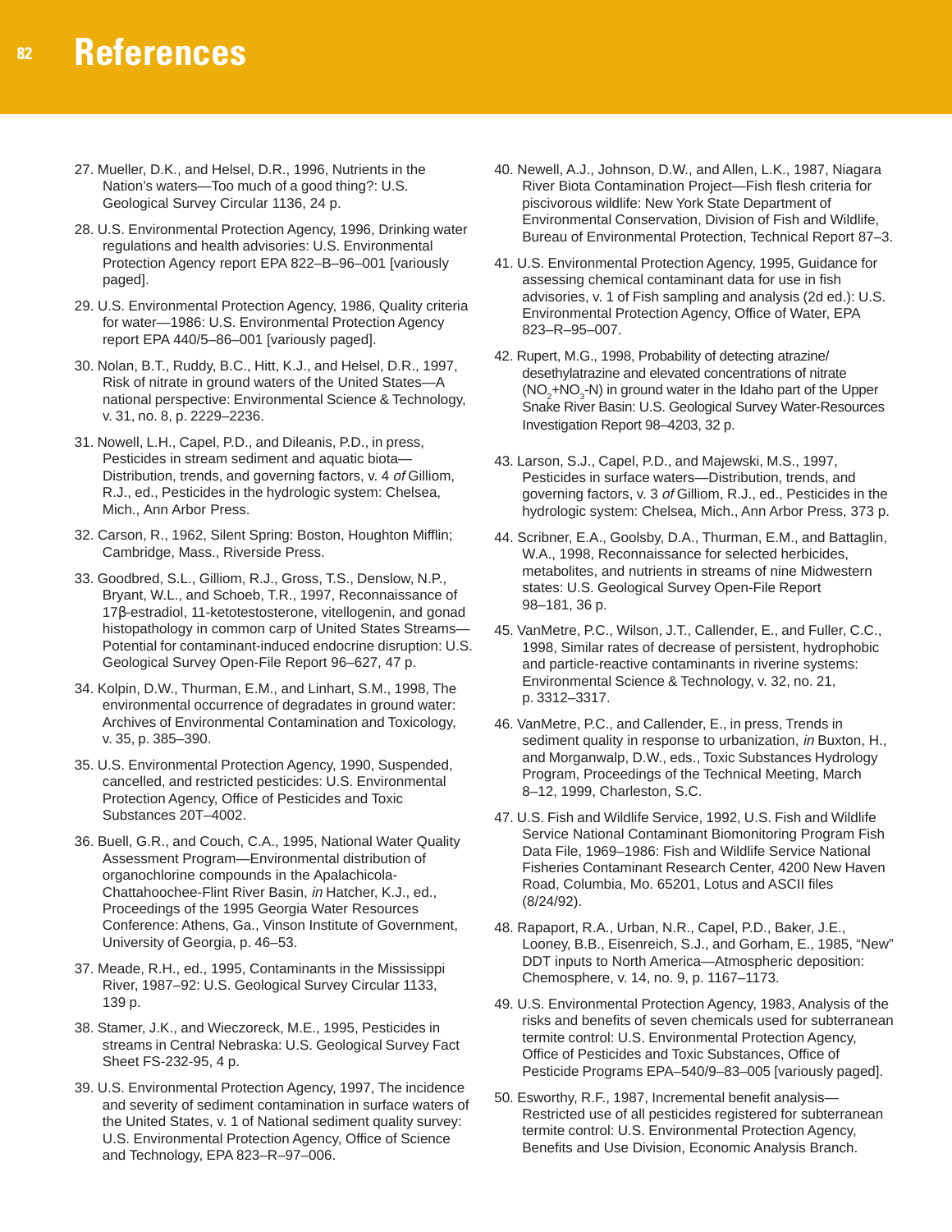# References

27. Mueller, D.K., and Helsel, D.R., 1996, Nutrients in the Nation's waters—Too much of a good thing?: U.S. Geological Survey Circular 1136, 24 p.

28. U.S. Environmental Protection Agency, 1996, Drinking water regulations and health advisories: U.S. Environmental Protection Agency report EPA 822–B–96–001 [variously paged].

29. U.S. Environmental Protection Agency, 1986, Quality criteria for water—1986: U.S. Environmental Protection Agency report EPA 440/5–86–001 [variously paged].

30. Nolan, B.T., Ruddy, B.C., Hitt, K.J., and Helsel, D.R., 1997, Risk of nitrate in ground waters of the United States—A national perspective: Environmental Science & Technology, v. 31, no. 8, p. 2229–2236.

31. Nowell, L.H., Capel, P.D., and Dileanis, P.D., in press, Pesticides in stream sediment and aquatic biota—Distribution, trends, and governing factors, v. 4 *of* Gilliom, R.J., ed., Pesticides in the hydrologic system: Chelsea, Mich., Ann Arbor Press.

32. Carson, R., 1962, Silent Spring: Boston, Houghton Mifflin; Cambridge, Mass., Riverside Press.

33. Goodbred, S.L., Gilliom, R.J., Gross, T.S., Denslow, N.P., Bryant, W.L., and Schoeb, T.R., 1997, Reconnaissance of 17β-estradiol, 11-ketotestosterone, vitellogenin, and gonad histopathology in common carp of United States Streams—Potential for contaminant-induced endocrine disruption: U.S. Geological Survey Open-File Report 96–627, 47 p.

34. Kolpin, D.W., Thurman, E.M., and Linhart, S.M., 1998, The environmental occurrence of degradates in ground water: Archives of Environmental Contamination and Toxicology, v. 35, p. 385–390.

35. U.S. Environmental Protection Agency, 1990, Suspended, cancelled, and restricted pesticides: U.S. Environmental Protection Agency, Office of Pesticides and Toxic Substances 20T–4002.

36. Buell, G.R., and Couch, C.A., 1995, National Water Quality Assessment Program—Environmental distribution of organochlorine compounds in the Apalachicola-Chattahoochee-Flint River Basin, *in* Hatcher, K.J., ed., Proceedings of the 1995 Georgia Water Resources Conference: Athens, Ga., Vinson Institute of Government, University of Georgia, p. 46–53.

37. Meade, R.H., ed., 1995, Contaminants in the Mississippi River, 1987–92: U.S. Geological Survey Circular 1133, 139 p.

38. Stamer, J.K., and Wieczoreck, M.E., 1995, Pesticides in streams in Central Nebraska: U.S. Geological Survey Fact Sheet FS-232-95, 4 p.

39. U.S. Environmental Protection Agency, 1997, The incidence and severity of sediment contamination in surface waters of the United States, v. 1 of National sediment quality survey: U.S. Environmental Protection Agency, Office of Science and Technology, EPA 823–R–97–006.

40. Newell, A.J., Johnson, D.W., and Allen, L.K., 1987, Niagara River Biota Contamination Project—Fish flesh criteria for piscivorous wildlife: New York State Department of Environmental Conservation, Division of Fish and Wildlife, Bureau of Environmental Protection, Technical Report 87–3.

41. U.S. Environmental Protection Agency, 1995, Guidance for assessing chemical contaminant data for use in fish advisories, v. 1 of Fish sampling and analysis (2d ed.): U.S. Environmental Protection Agency, Office of Water, EPA 823–R–95–007.

42. Rupert, M.G., 1998, Probability of detecting atrazine/desethylatrazine and elevated concentrations of nitrate ($NO_2$+$NO_3$-N) in ground water in the Idaho part of the Upper Snake River Basin: U.S. Geological Survey Water-Resources Investigation Report 98–4203, 32 p.

43. Larson, S.J., Capel, P.D., and Majewski, M.S., 1997, Pesticides in surface waters—Distribution, trends, and governing factors, v. 3 *of* Gilliom, R.J., ed., Pesticides in the hydrologic system: Chelsea, Mich., Ann Arbor Press, 373 p.

44. Scribner, E.A., Goolsby, D.A., Thurman, E.M., and Battaglin, W.A., 1998, Reconnaissance for selected herbicides, metabolites, and nutrients in streams of nine Midwestern states: U.S. Geological Survey Open-File Report 98–181, 36 p.

45. VanMetre, P.C., Wilson, J.T., Callender, E., and Fuller, C.C., 1998, Similar rates of decrease of persistent, hydrophobic and particle-reactive contaminants in riverine systems: Environmental Science & Technology, v. 32, no. 21, p. 3312–3317.

46. VanMetre, P.C., and Callender, E., in press, Trends in sediment quality in response to urbanization, *in* Buxton, H., and Morganwalp, D.W., eds., Toxic Substances Hydrology Program, Proceedings of the Technical Meeting, March 8–12, 1999, Charleston, S.C.

47. U.S. Fish and Wildlife Service, 1992, U.S. Fish and Wildlife Service National Contaminant Biomonitoring Program Fish Data File, 1969–1986: Fish and Wildlife Service National Fisheries Contaminant Research Center, 4200 New Haven Road, Columbia, Mo. 65201, Lotus and ASCII files (8/24/92).

48. Rapaport, R.A., Urban, N.R., Capel, P.D., Baker, J.E., Looney, B.B., Eisenreich, S.J., and Gorham, E., 1985, "New" DDT inputs to North America—Atmospheric deposition: Chemosphere, v. 14, no. 9, p. 1167–1173.

49. U.S. Environmental Protection Agency, 1983, Analysis of the risks and benefits of seven chemicals used for subterranean termite control: U.S. Environmental Protection Agency, Office of Pesticides and Toxic Substances, Office of Pesticide Programs EPA–540/9–83–005 [variously paged].

50. Esworthy, R.F., 1987, Incremental benefit analysis—Restricted use of all pesticides registered for subterranean termite control: U.S. Environmental Protection Agency, Benefits and Use Division, Economic Analysis Branch.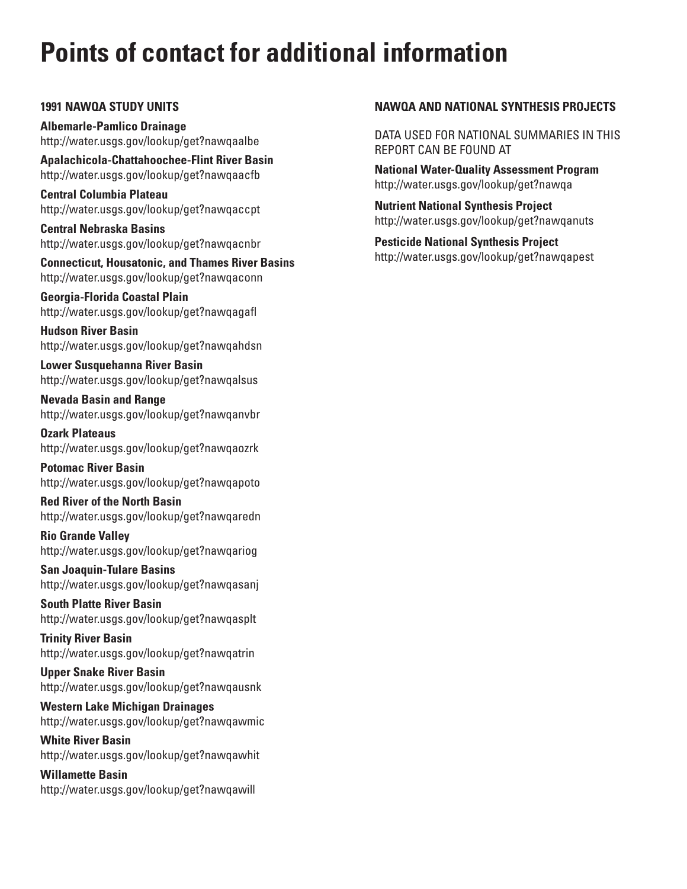# Points of contact for additional information

## 1991 NAWQA STUDY UNITS

**Albemarle-Pamlico Drainage**
http://water.usgs.gov/lookup/get?nawqaalbe

**Apalachicola-Chattahoochee-Flint River Basin**
http://water.usgs.gov/lookup/get?nawqaacfb

**Central Columbia Plateau**
http://water.usgs.gov/lookup/get?nawqaccpt

**Central Nebraska Basins**
http://water.usgs.gov/lookup/get?nawqacnbr

**Connecticut, Housatonic, and Thames River Basins**
http://water.usgs.gov/lookup/get?nawqaconn

**Georgia-Florida Coastal Plain**
http://water.usgs.gov/lookup/get?nawqagafl

**Hudson River Basin**
http://water.usgs.gov/lookup/get?nawqahdsn

**Lower Susquehanna River Basin**
http://water.usgs.gov/lookup/get?nawqalsus

**Nevada Basin and Range**
http://water.usgs.gov/lookup/get?nawqanvbr

**Ozark Plateaus**
http://water.usgs.gov/lookup/get?nawqaozrk

**Potomac River Basin**
http://water.usgs.gov/lookup/get?nawqapoto

**Red River of the North Basin**
http://water.usgs.gov/lookup/get?nawqaredn

**Rio Grande Valley**
http://water.usgs.gov/lookup/get?nawqariog

**San Joaquin-Tulare Basins**
http://water.usgs.gov/lookup/get?nawqasanj

**South Platte River Basin**
http://water.usgs.gov/lookup/get?nawqasplt

**Trinity River Basin**
http://water.usgs.gov/lookup/get?nawqatrin

**Upper Snake River Basin**
http://water.usgs.gov/lookup/get?nawqausnk

**Western Lake Michigan Drainages**
http://water.usgs.gov/lookup/get?nawqawmic

**White River Basin**
http://water.usgs.gov/lookup/get?nawqawhit

**Willamette Basin**
http://water.usgs.gov/lookup/get?nawqawill

## NAWQA AND NATIONAL SYNTHESIS PROJECTS

DATA USED FOR NATIONAL SUMMARIES IN THIS REPORT CAN BE FOUND AT

**National Water-Quality Assessment Program**
http://water.usgs.gov/lookup/get?nawqa

**Nutrient National Synthesis Project**
http://water.usgs.gov/lookup/get?nawqanuts

**Pesticide National Synthesis Project**
http://water.usgs.gov/lookup/get?nawqapest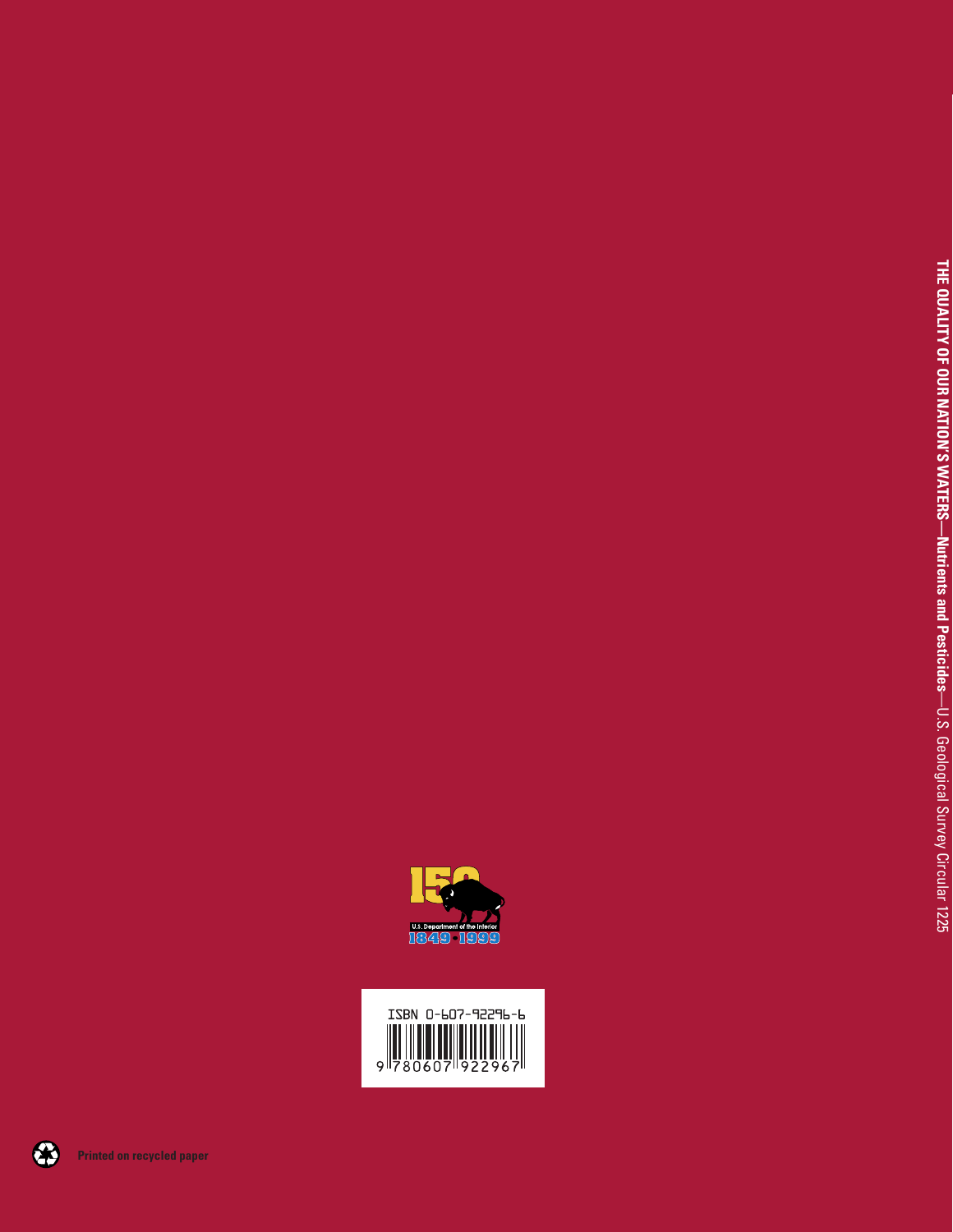THE QUALITY OF OUR NATION'S WATERS—**Nutrients and Pesticides**—U.S. Geological Survey Circular 1225

150
U.S. Department of the Interior
1849•1999

ISBN 0-607-92296-6

9 780607 922967

**Printed on recycled paper**